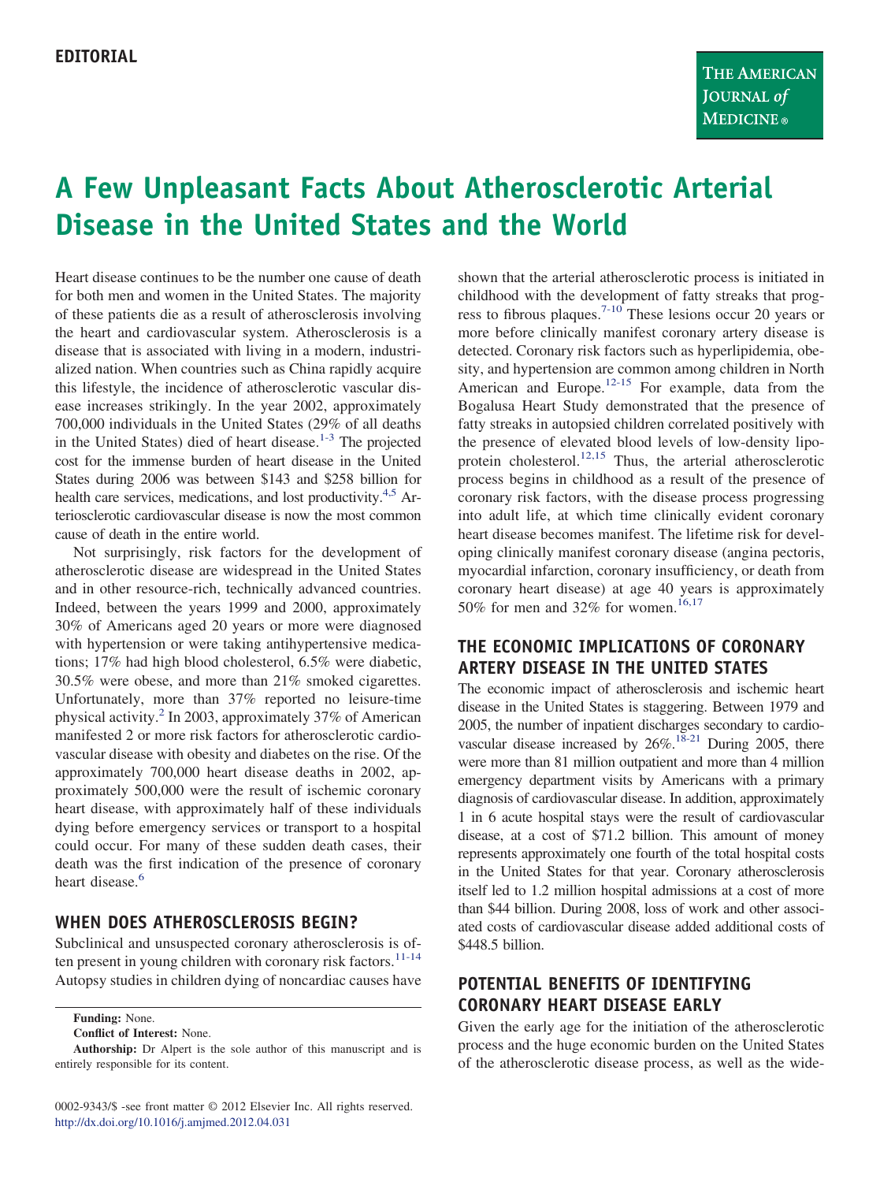EDITORIAL

# A Few Unpleasant Facts About Atherosclerotic Arterial Disease in the United States and the World

Heart disease continues to be the number one cause of death for both men and women in the United States. The majority of these patients die as a result of atherosclerosis involving the heart and cardiovascular system. Atherosclerosis is a disease that is associated with living in a modern, industrialized nation. When countries such as China rapidly acquire this lifestyle, the incidence of atherosclerotic vascular disease increases strikingly. In the year 2002, approximately 700,000 individuals in the United States (29% of all deaths in the United States) died of heart disease.[1-3] The projected cost for the immense burden of heart disease in the United States during 2006 was between $143 and $258 billion for health care services, medications, and lost productivity.[4,5] Arteriosclerotic cardiovascular disease is now the most common cause of death in the entire world.

Not surprisingly, risk factors for the development of atherosclerotic disease are widespread in the United States and in other resource-rich, technically advanced countries. Indeed, between the years 1999 and 2000, approximately 30% of Americans aged 20 years or more were diagnosed with hypertension or were taking antihypertensive medications; 17% had high blood cholesterol, 6.5% were diabetic, 30.5% were obese, and more than 21% smoked cigarettes. Unfortunately, more than 37% reported no leisure-time physical activity.[2] In 2003, approximately 37% of American manifested 2 or more risk factors for atherosclerotic cardiovascular disease with obesity and diabetes on the rise. Of the approximately 700,000 heart disease deaths in 2002, approximately 500,000 were the result of ischemic coronary heart disease, with approximately half of these individuals dying before emergency services or transport to a hospital could occur. For many of these sudden death cases, their death was the first indication of the presence of coronary heart disease.[6]

## WHEN DOES ATHEROSCLEROSIS BEGIN?

Subclinical and unsuspected coronary atherosclerosis is often present in young children with coronary risk factors.[11-14] Autopsy studies in children dying of noncardiac causes have shown that the arterial atherosclerotic process is initiated in childhood with the development of fatty streaks that progress to fibrous plaques.[7-10] These lesions occur 20 years or more before clinically manifest coronary artery disease is detected. Coronary risk factors such as hyperlipidemia, obesity, and hypertension are common among children in North American and Europe.[12-15] For example, data from the Bogalusa Heart Study demonstrated that the presence of fatty streaks in autopsied children correlated positively with the presence of elevated blood levels of low-density lipoprotein cholesterol.[12,15] Thus, the arterial atherosclerotic process begins in childhood as a result of the presence of coronary risk factors, with the disease process progressing into adult life, at which time clinically evident coronary heart disease becomes manifest. The lifetime risk for developing clinically manifest coronary disease (angina pectoris, myocardial infarction, coronary insufficiency, or death from coronary heart disease) at age 40 years is approximately 50% for men and 32% for women.[16,17]

## THE ECONOMIC IMPLICATIONS OF CORONARY ARTERY DISEASE IN THE UNITED STATES

The economic impact of atherosclerosis and ischemic heart disease in the United States is staggering. Between 1979 and 2005, the number of inpatient discharges secondary to cardiovascular disease increased by 26%.[18-21] During 2005, there were more than 81 million outpatient and more than 4 million emergency department visits by Americans with a primary diagnosis of cardiovascular disease. In addition, approximately 1 in 6 acute hospital stays were the result of cardiovascular disease, at a cost of $71.2 billion. This amount of money represents approximately one fourth of the total hospital costs in the United States for that year. Coronary atherosclerosis itself led to 1.2 million hospital admissions at a cost of more than $44 billion. During 2008, loss of work and other associated costs of cardiovascular disease added additional costs of $448.5 billion.

## POTENTIAL BENEFITS OF IDENTIFYING CORONARY HEART DISEASE EARLY

Given the early age for the initiation of the atherosclerotic process and the huge economic burden on the United States of the atherosclerotic disease process, as well as the wide-

**Funding:** None.

**Conflict of Interest:** None.

**Authorship:** Dr Alpert is the sole author of this manuscript and is entirely responsible for its content.

0002-9343/$ -see front matter © 2012 Elsevier Inc. All rights reserved.
http://dx.doi.org/10.1016/j.amjmed.2012.04.031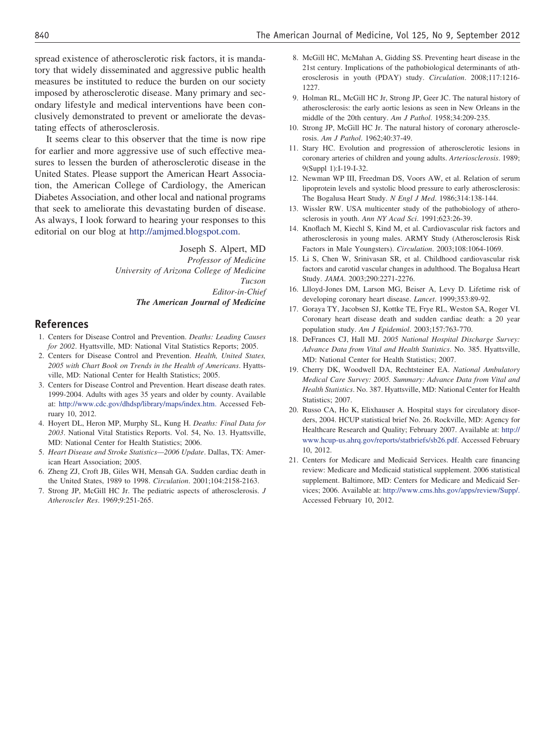spread existence of atherosclerotic risk factors, it is mandatory that widely disseminated and aggressive public health measures be instituted to reduce the burden on our society imposed by atherosclerotic disease. Many primary and secondary lifestyle and medical interventions have been conclusively demonstrated to prevent or ameliorate the devastating effects of atherosclerosis.

It seems clear to this observer that the time is now ripe for earlier and more aggressive use of such effective measures to lessen the burden of atherosclerotic disease in the United States. Please support the American Heart Association, the American College of Cardiology, the American Diabetes Association, and other local and national programs that seek to ameliorate this devastating burden of disease. As always, I look forward to hearing your responses to this editorial on our blog at http://amjmed.blogspot.com.

Joseph S. Alpert, MD
*Professor of Medicine*
*University of Arizona College of Medicine*
*Tucson*
*Editor-in-Chief*
***The American Journal of Medicine***

## References

1. Centers for Disease Control and Prevention. *Deaths: Leading Causes for 2002*. Hyattsville, MD: National Vital Statistics Reports; 2005.
2. Centers for Disease Control and Prevention. *Health, United States, 2005 with Chart Book on Trends in the Health of Americans*. Hyattsville, MD: National Center for Health Statistics; 2005.
3. Centers for Disease Control and Prevention. Heart disease death rates. 1999-2004. Adults with ages 35 years and older by county. Available at: http://www.cdc.gov/dhdsp/library/maps/index.htm. Accessed February 10, 2012.
4. Hoyert DL, Heron MP, Murphy SL, Kung H. *Deaths: Final Data for 2003*. National Vital Statistics Reports. Vol. 54, No. 13. Hyattsville, MD: National Center for Health Statistics; 2006.
5. *Heart Disease and Stroke Statistics—2006 Update*. Dallas, TX: American Heart Association; 2005.
6. Zheng ZJ, Croft JB, Giles WH, Mensah GA. Sudden cardiac death in the United States, 1989 to 1998. *Circulation*. 2001;104:2158-2163.
7. Strong JP, McGill HC Jr. The pediatric aspects of atherosclerosis. *J Atheroscler Res*. 1969;9:251-265.
8. McGill HC, McMahan A, Gidding SS. Preventing heart disease in the 21st century. Implications of the pathobiological determinants of atherosclerosis in youth (PDAY) study. *Circulation*. 2008;117:1216-1227.
9. Holman RL, McGill HC Jr, Strong JP, Geer JC. The natural history of atherosclerosis: the early aortic lesions as seen in New Orleans in the middle of the 20th century. *Am J Pathol*. 1958;34:209-235.
10. Strong JP, McGill HC Jr. The natural history of coronary atherosclerosis. *Am J Pathol*. 1962;40:37-49.
11. Stary HC. Evolution and progression of atherosclerotic lesions in coronary arteries of children and young adults. *Arteriosclerosis*. 1989; 9(Suppl 1):I-19-I-32.
12. Newman WP III, Freedman DS, Voors AW, et al. Relation of serum lipoprotein levels and systolic blood pressure to early atherosclerosis: The Bogalusa Heart Study. *N Engl J Med*. 1986;314:138-144.
13. Wissler RW. USA multicenter study of the pathobiology of atherosclerosis in youth. *Ann NY Acad Sci*. 1991;623:26-39.
14. Knoflach M, Kiechl S, Kind M, et al. Cardiovascular risk factors and atherosclerosis in young males. ARMY Study (Atherosclerosis Risk Factors in Male Youngsters). *Circulation*. 2003;108:1064-1069.
15. Li S, Chen W, Srinivasan SR, et al. Childhood cardiovascular risk factors and carotid vascular changes in adulthood. The Bogalusa Heart Study. *JAMA*. 2003;290:2271-2276.
16. Llloyd-Jones DM, Larson MG, Beiser A, Levy D. Lifetime risk of developing coronary heart disease. *Lancet*. 1999;353:89-92.
17. Goraya TY, Jacobsen SJ, Kottke TE, Frye RL, Weston SA, Roger VI. Coronary heart disease death and sudden cardiac death: a 20 year population study. *Am J Epidemiol*. 2003;157:763-770.
18. DeFrances CJ, Hall MJ. *2005 National Hospital Discharge Survey: Advance Data from Vital and Health Statistics*. No. 385. Hyattsville, MD: National Center for Health Statistics; 2007.
19. Cherry DK, Woodwell DA, Rechtsteiner EA. *National Ambulatory Medical Care Survey: 2005. Summary: Advance Data from Vital and Health Statistics*. No. 387. Hyattsville, MD: National Center for Health Statistics; 2007.
20. Russo CA, Ho K, Elixhauser A. Hospital stays for circulatory disorders, 2004. HCUP statistical brief No. 26. Rockville, MD: Agency for Healthcare Research and Quality; February 2007. Available at: http://www.hcup-us.ahrq.gov/reports/statbriefs/sb26.pdf. Accessed February 10, 2012.
21. Centers for Medicare and Medicaid Services. Health care financing review: Medicare and Medicaid statistical supplement. 2006 statistical supplement. Baltimore, MD: Centers for Medicare and Medicaid Services; 2006. Available at: http://www.cms.hhs.gov/apps/review/Supp/. Accessed February 10, 2012.